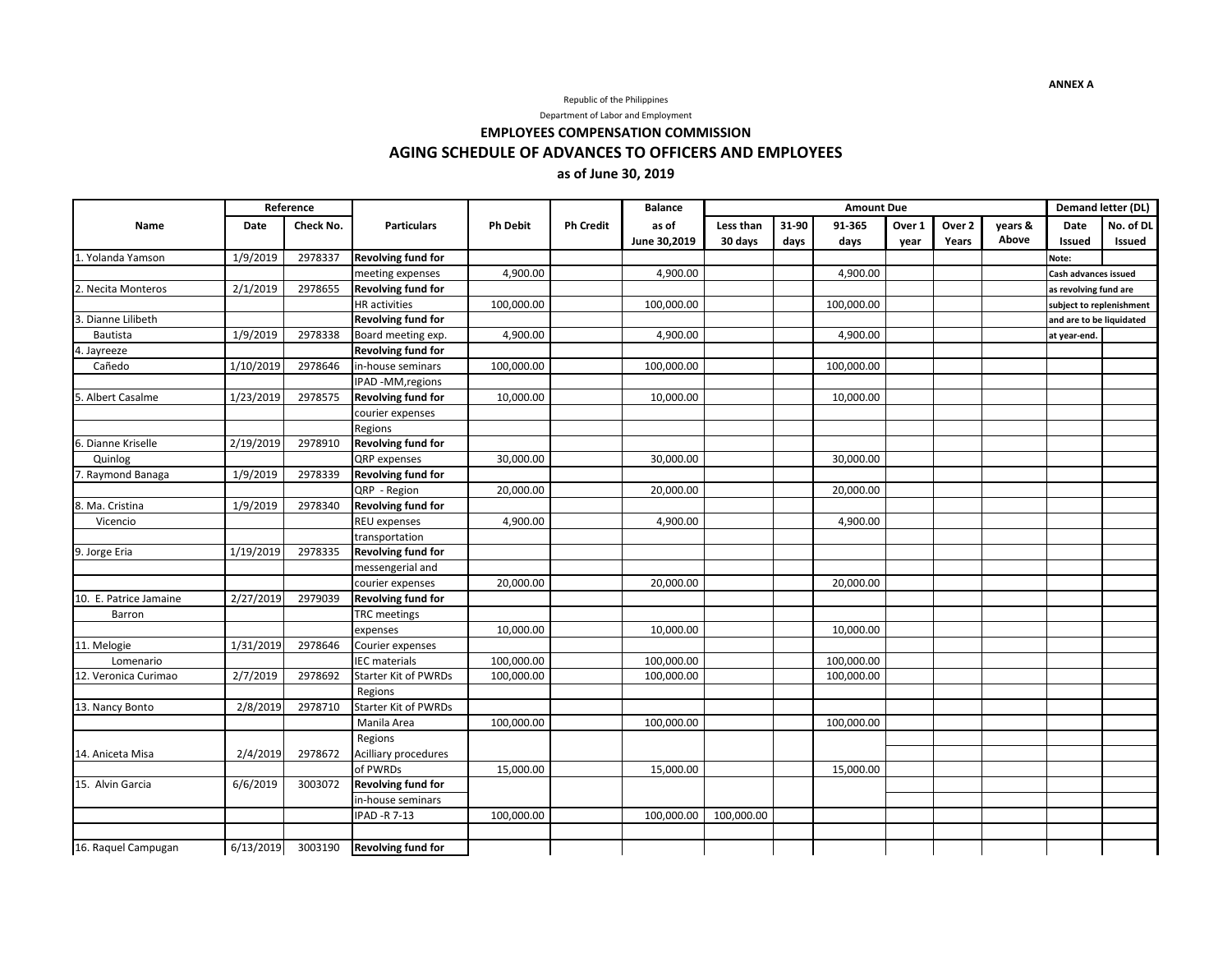ANNEX A

Republic of the Philippines

Department of Labor and Employment

## EMPLOYEES COMPENSATION COMMISSION

## AGING SCHEDULE OF ADVANCES TO OFFICERS AND EMPLOYEES

### as of June 30, 2019

| Name | Reference | | Particulars | Ph Debit | Ph Credit | Balance | Amount Due | | | | | | Demand letter (DL) | |
|---|---|---|---|---|---|---|---|---|---|---|---|---|---|---|
| | Date | Check No. | | | | as of June 30,2019 | Less than 30 days | 31-90 days | 91-365 days | Over 1 year | Over 2 Years | years & Above | Date Issued | No. of DL Issued |
| 1. Yolanda Yamson | 1/9/2019 | 2978337 | **Revolving fund for** | | | | | | | | | | Note: | |
| | | | meeting expenses | 4,900.00 | | 4,900.00 | | | 4,900.00 | | | | Cash advances issued | |
| 2. Necita Monteros | 2/1/2019 | 2978655 | **Revolving fund for** | | | | | | | | | | as revolving fund are | |
| | | | HR activities | 100,000.00 | | 100,000.00 | | | 100,000.00 | | | | subject to replenishment | |
| 3. Dianne Lilibeth | | | **Revolving fund for** | | | | | | | | | | and are to be liquidated | |
| Bautista | 1/9/2019 | 2978338 | Board meeting exp. | 4,900.00 | | 4,900.00 | | | 4,900.00 | | | | at year-end. | |
| 4. Jayreeze | | | **Revolving fund for** | | | | | | | | | | | |
| Cañedo | 1/10/2019 | 2978646 | in-house seminars | 100,000.00 | | 100,000.00 | | | 100,000.00 | | | | | |
| | | | IPAD -MM,regions | | | | | | | | | | | |
| 5. Albert Casalme | 1/23/2019 | 2978575 | **Revolving fund for** | 10,000.00 | | 10,000.00 | | | 10,000.00 | | | | | |
| | | | courier expenses | | | | | | | | | | | |
| | | | Regions | | | | | | | | | | | |
| 6. Dianne Kriselle | 2/19/2019 | 2978910 | **Revolving fund for** | | | | | | | | | | | |
| Quinlog | | | QRP expenses | 30,000.00 | | 30,000.00 | | | 30,000.00 | | | | | |
| 7. Raymond Banaga | 1/9/2019 | 2978339 | **Revolving fund for** | | | | | | | | | | | |
| | | | QRP - Region | 20,000.00 | | 20,000.00 | | | 20,000.00 | | | | | |
| 8. Ma. Cristina | 1/9/2019 | 2978340 | **Revolving fund for** | | | | | | | | | | | |
| Vicencio | | | REU expenses | 4,900.00 | | 4,900.00 | | | 4,900.00 | | | | | |
| | | | transportation | | | | | | | | | | | |
| 9. Jorge Eria | 1/19/2019 | 2978335 | **Revolving fund for** | | | | | | | | | | | |
| | | | messengerial and | | | | | | | | | | | |
| | | | courier expenses | 20,000.00 | | 20,000.00 | | | 20,000.00 | | | | | |
| 10. E. Patrice Jamaine | 2/27/2019 | 2979039 | **Revolving fund for** | | | | | | | | | | | |
| Barron | | | TRC meetings | | | | | | | | | | | |
| | | | expenses | 10,000.00 | | 10,000.00 | | | 10,000.00 | | | | | |
| 11. Melogie | 1/31/2019 | 2978646 | Courier expenses | | | | | | | | | | | |
| Lomenario | | | IEC materials | 100,000.00 | | 100,000.00 | | | 100,000.00 | | | | | |
| 12. Veronica Curimao | 2/7/2019 | 2978692 | Starter Kit of PWRDs | 100,000.00 | | 100,000.00 | | | 100,000.00 | | | | | |
| | | | Regions | | | | | | | | | | | |
| 13. Nancy Bonto | 2/8/2019 | 2978710 | Starter Kit of PWRDs | | | | | | | | | | | |
| | | | Manila Area | 100,000.00 | | 100,000.00 | | | 100,000.00 | | | | | |
| | | | Regions | | | | | | | | | | | |
| 14. Aniceta Misa | 2/4/2019 | 2978672 | Acilliary procedures | | | | | | | | | | | |
| | | | of PWRDs | 15,000.00 | | 15,000.00 | | | 15,000.00 | | | | | |
| 15. Alvin Garcia | 6/6/2019 | 3003072 | **Revolving fund for** | | | | | | | | | | | |
| | | | in-house seminars | | | | | | | | | | | |
| | | | IPAD -R 7-13 | 100,000.00 | | 100,000.00 | 100,000.00 | | | | | | | |
| | | | | | | | | | | | | | | |
| 16. Raquel Campugan | 6/13/2019 | 3003190 | **Revolving fund for** | | | | | | | | | | | |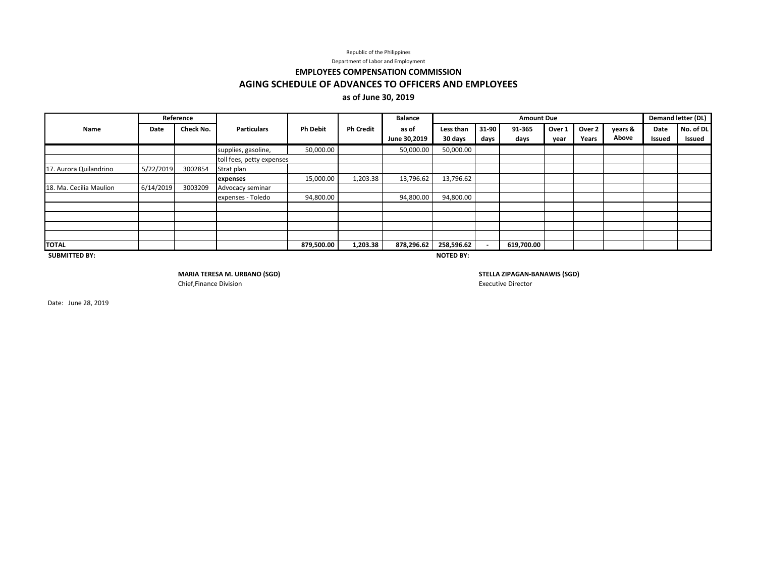Republic of the Philippines

Department of Labor and Employment

**EMPLOYEES COMPENSATION COMMISSION**

## AGING SCHEDULE OF ADVANCES TO OFFICERS AND EMPLOYEES

**as of June 30, 2019**

| Name | Reference | | Particulars | Ph Debit | Ph Credit | Balance | Amount Due | | | | | | Demand letter (DL) | |
|---|---|---|---|---|---|---|---|---|---|---|---|---|---|---|
| | Date | Check No. | | | | as of June 30,2019 | Less than 30 days | 31-90 days | 91-365 days | Over 1 year | Over 2 Years | years & Above | Date Issued | No. of DL Issued |
| | | | supplies, gasoline, | 50,000.00 | | 50,000.00 | 50,000.00 | | | | | | | |
| | | | toll fees, petty expenses | | | | | | | | | | | |
| 17. Aurora Quilandrino | 5/22/2019 | 3002854 | Strat plan | | | | | | | | | | | |
| | | | **expenses** | 15,000.00 | 1,203.38 | 13,796.62 | 13,796.62 | | | | | | | |
| 18. Ma. Cecilia Maulion | 6/14/2019 | 3003209 | Advocacy seminar | | | | | | | | | | | |
| | | | expenses - Toledo | 94,800.00 | | 94,800.00 | 94,800.00 | | | | | | | |
| | | | | | | | | | | | | | | |
| | | | | | | | | | | | | | | |
| | | | | | | | | | | | | | | |
| | | | | | | | | | | | | | | |
| **TOTAL** | | | | **879,500.00** | **1,203.38** | **878,296.62** | **258,596.62** | **-** | **619,700.00** | | | | | |

**SUBMITTED BY:**

**MARIA TERESA M. URBANO (SGD)**
Chief,Finance Division

**NOTED BY:**

**STELLA ZIPAGAN-BANAWIS (SGD)**
Executive Director

Date: June 28, 2019